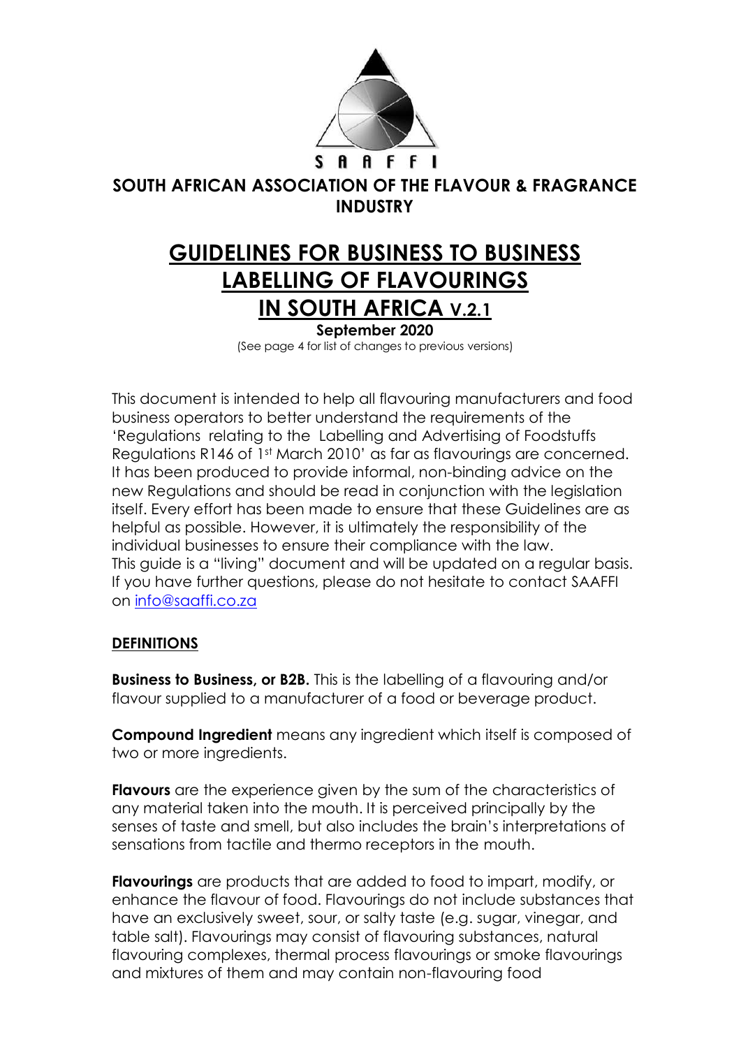S A A F F I

**SOUTH AFRICAN ASSOCIATION OF THE FLAVOUR & FRAGRANCE INDUSTRY**

# GUIDELINES FOR BUSINESS TO BUSINESS LABELLING OF FLAVOURINGS IN SOUTH AFRICA V.2.1

**September 2020**

(See page 4 for list of changes to previous versions)

This document is intended to help all flavouring manufacturers and food business operators to better understand the requirements of the 'Regulations relating to the Labelling and Advertising of Foodstuffs Regulations R146 of 1st March 2010' as far as flavourings are concerned. It has been produced to provide informal, non-binding advice on the new Regulations and should be read in conjunction with the legislation itself. Every effort has been made to ensure that these Guidelines are as helpful as possible. However, it is ultimately the responsibility of the individual businesses to ensure their compliance with the law.
This guide is a "living" document and will be updated on a regular basis. If you have further questions, please do not hesitate to contact SAAFFI on info@saaffi.co.za

## DEFINITIONS

**Business to Business, or B2B.** This is the labelling of a flavouring and/or flavour supplied to a manufacturer of a food or beverage product.

**Compound Ingredient** means any ingredient which itself is composed of two or more ingredients.

**Flavours** are the experience given by the sum of the characteristics of any material taken into the mouth. It is perceived principally by the senses of taste and smell, but also includes the brain's interpretations of sensations from tactile and thermo receptors in the mouth.

**Flavourings** are products that are added to food to impart, modify, or enhance the flavour of food. Flavourings do not include substances that have an exclusively sweet, sour, or salty taste (e.g. sugar, vinegar, and table salt). Flavourings may consist of flavouring substances, natural flavouring complexes, thermal process flavourings or smoke flavourings and mixtures of them and may contain non-flavouring food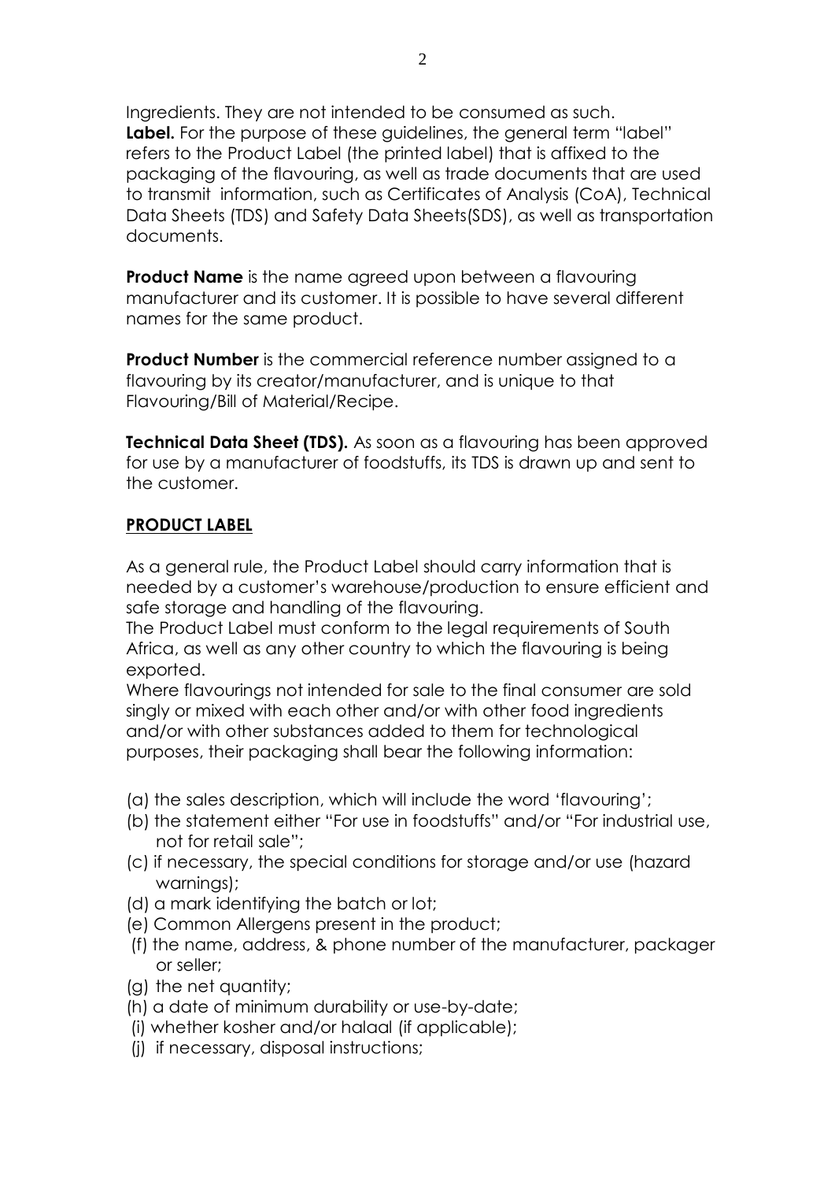Ingredients. They are not intended to be consumed as such.
**Label.** For the purpose of these guidelines, the general term "label" refers to the Product Label (the printed label) that is affixed to the packaging of the flavouring, as well as trade documents that are used to transmit information, such as Certificates of Analysis (CoA), Technical Data Sheets (TDS) and Safety Data Sheets(SDS), as well as transportation documents.

**Product Name** is the name agreed upon between a flavouring manufacturer and its customer. It is possible to have several different names for the same product.

**Product Number** is the commercial reference number assigned to a flavouring by its creator/manufacturer, and is unique to that Flavouring/Bill of Material/Recipe.

**Technical Data Sheet (TDS).** As soon as a flavouring has been approved for use by a manufacturer of foodstuffs, its TDS is drawn up and sent to the customer.

## PRODUCT LABEL

As a general rule, the Product Label should carry information that is needed by a customer's warehouse/production to ensure efficient and safe storage and handling of the flavouring.
The Product Label must conform to the legal requirements of South Africa, as well as any other country to which the flavouring is being exported.
Where flavourings not intended for sale to the final consumer are sold singly or mixed with each other and/or with other food ingredients and/or with other substances added to them for technological purposes, their packaging shall bear the following information:

(a) the sales description, which will include the word 'flavouring';
(b) the statement either "For use in foodstuffs" and/or "For industrial use, not for retail sale";
(c) if necessary, the special conditions for storage and/or use (hazard warnings);
(d) a mark identifying the batch or lot;
(e) Common Allergens present in the product;
(f) the name, address, & phone number of the manufacturer, packager or seller;
(g) the net quantity;
(h) a date of minimum durability or use-by-date;
(i) whether kosher and/or halaal (if applicable);
(j) if necessary, disposal instructions;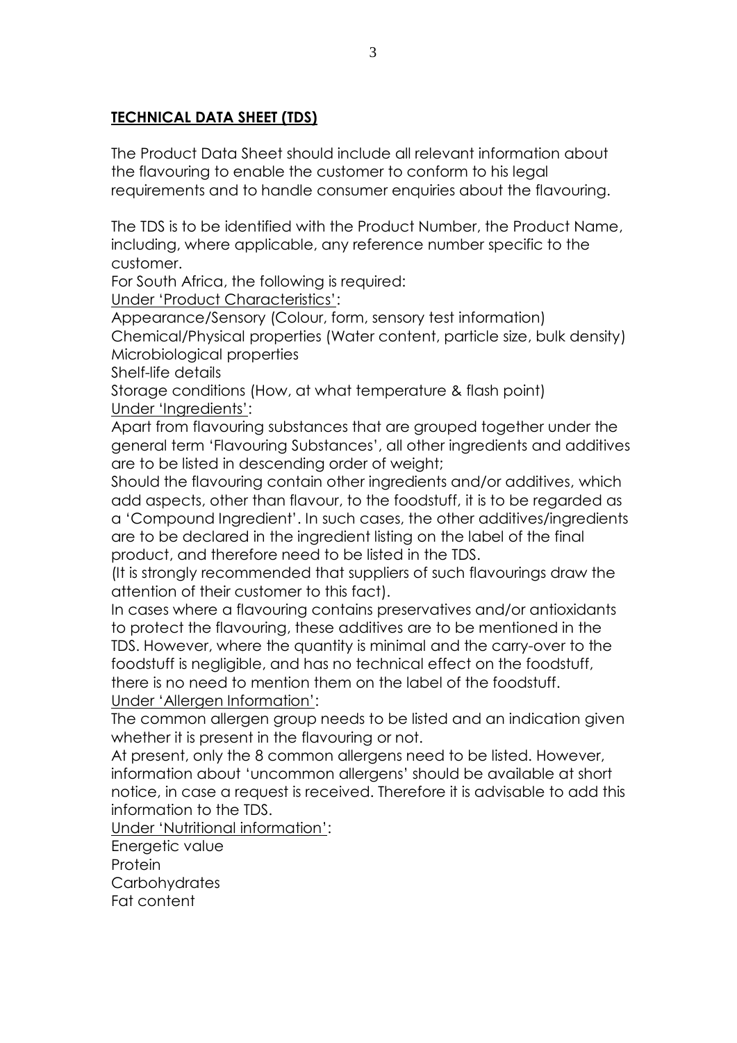## **TECHNICAL DATA SHEET (TDS)**

The Product Data Sheet should include all relevant information about the flavouring to enable the customer to conform to his legal requirements and to handle consumer enquiries about the flavouring.

The TDS is to be identified with the Product Number, the Product Name, including, where applicable, any reference number specific to the customer.

For South Africa, the following is required:

Under 'Product Characteristics':

Appearance/Sensory (Colour, form, sensory test information)

Chemical/Physical properties (Water content, particle size, bulk density)

Microbiological properties

Shelf-life details

Storage conditions (How, at what temperature & flash point)

Under 'Ingredients':

Apart from flavouring substances that are grouped together under the general term 'Flavouring Substances', all other ingredients and additives are to be listed in descending order of weight;

Should the flavouring contain other ingredients and/or additives, which add aspects, other than flavour, to the foodstuff, it is to be regarded as a 'Compound Ingredient'. In such cases, the other additives/ingredients are to be declared in the ingredient listing on the label of the final product, and therefore need to be listed in the TDS.

(It is strongly recommended that suppliers of such flavourings draw the attention of their customer to this fact).

In cases where a flavouring contains preservatives and/or antioxidants to protect the flavouring, these additives are to be mentioned in the TDS. However, where the quantity is minimal and the carry-over to the foodstuff is negligible, and has no technical effect on the foodstuff, there is no need to mention them on the label of the foodstuff.

Under 'Allergen Information':

The common allergen group needs to be listed and an indication given whether it is present in the flavouring or not.

At present, only the 8 common allergens need to be listed. However, information about 'uncommon allergens' should be available at short notice, in case a request is received. Therefore it is advisable to add this information to the TDS.

Under 'Nutritional information':

Energetic value

Protein

Carbohydrates

Fat content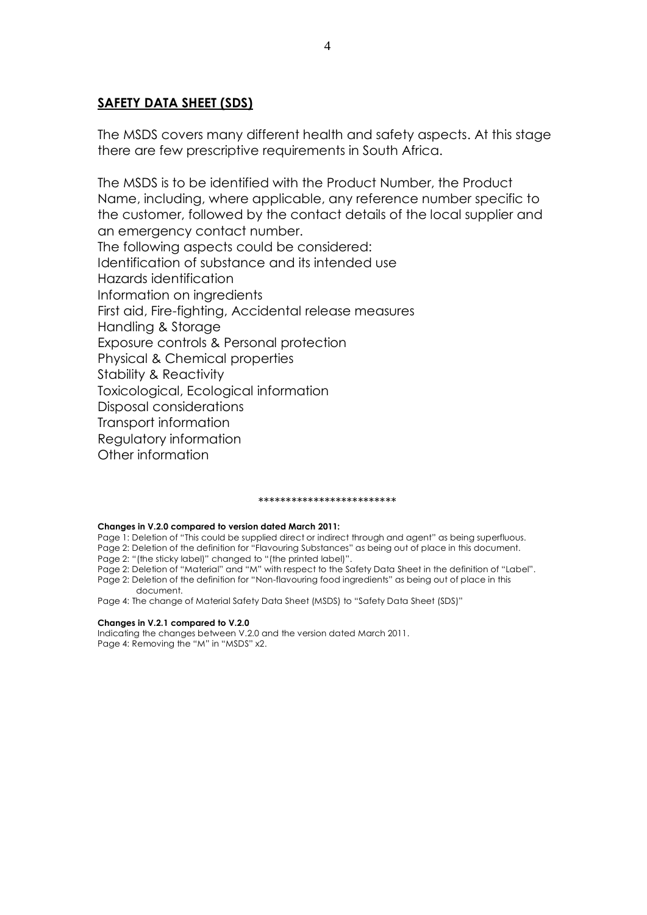## SAFETY DATA SHEET (SDS)

The MSDS covers many different health and safety aspects. At this stage there are few prescriptive requirements in South Africa.

The MSDS is to be identified with the Product Number, the Product Name, including, where applicable, any reference number specific to the customer, followed by the contact details of the local supplier and an emergency contact number.

The following aspects could be considered:

Identification of substance and its intended use  
Hazards identification  
Information on ingredients  
First aid, Fire-fighting, Accidental release measures  
Handling & Storage  
Exposure controls & Personal protection  
Physical & Chemical properties  
Stability & Reactivity  
Toxicological, Ecological information  
Disposal considerations  
Transport information  
Regulatory information  
Other information

*************************

**Changes in V.2.0 compared to version dated March 2011:**

Page 1: Deletion of "This could be supplied direct or indirect through and agent" as being superfluous.  
Page 2: Deletion of the definition for "Flavouring Substances" as being out of place in this document.  
Page 2: "(the sticky label)" changed to "(the printed label)".  
Page 2: Deletion of "Material" and "M" with respect to the Safety Data Sheet in the definition of "Label".  
Page 2: Deletion of the definition for "Non-flavouring food ingredients" as being out of place in this document.  
Page 4: The change of Material Safety Data Sheet (MSDS) to "Safety Data Sheet (SDS)"

**Changes in V.2.1 compared to V.2.0**

Indicating the changes between V.2.0 and the version dated March 2011.  
Page 4: Removing the "M" in "MSDS" x2.